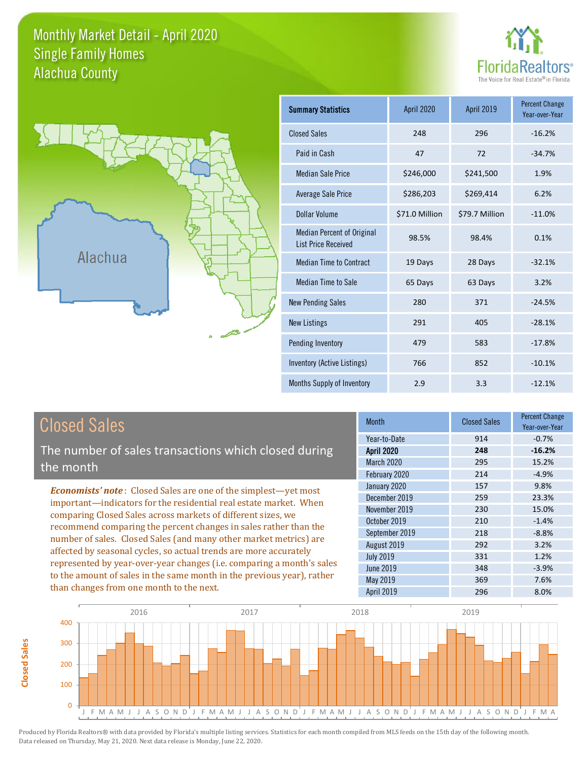# Monthly Market Detail - April 2020
## Single Family Homes
## Alachua County

FloridaRealtors® The Voice for Real Estate® in Florida

Alachua

| Summary Statistics | April 2020 | April 2019 | Percent Change Year-over-Year |
|---|---|---|---|
| Closed Sales | 248 | 296 | -16.2% |
| Paid in Cash | 47 | 72 | -34.7% |
| Median Sale Price | $246,000 | $241,500 | 1.9% |
| Average Sale Price | $286,203 | $269,414 | 6.2% |
| Dollar Volume | $71.0 Million | $79.7 Million | -11.0% |
| Median Percent of Original List Price Received | 98.5% | 98.4% | 0.1% |
| Median Time to Contract | 19 Days | 28 Days | -32.1% |
| Median Time to Sale | 65 Days | 63 Days | 3.2% |
| New Pending Sales | 280 | 371 | -24.5% |
| New Listings | 291 | 405 | -28.1% |
| Pending Inventory | 479 | 583 | -17.8% |
| Inventory (Active Listings) | 766 | 852 | -10.1% |
| Months Supply of Inventory | 2.9 | 3.3 | -12.1% |

## Closed Sales

The number of sales transactions which closed during the month

*Economists' note*: Closed Sales are one of the simplest—yet most important—indicators for the residential real estate market. When comparing Closed Sales across markets of different sizes, we recommend comparing the percent changes in sales rather than the number of sales. Closed Sales (and many other market metrics) are affected by seasonal cycles, so actual trends are more accurately represented by year-over-year changes (i.e. comparing a month's sales to the amount of sales in the same month in the previous year), rather than changes from one month to the next.

| Month | Closed Sales | Percent Change Year-over-Year |
|---|---|---|
| Year-to-Date | 914 | -0.7% |
| **April 2020** | **248** | **-16.2%** |
| March 2020 | 295 | 15.2% |
| February 2020 | 214 | -4.9% |
| January 2020 | 157 | 9.8% |
| December 2019 | 259 | 23.3% |
| November 2019 | 230 | 15.0% |
| October 2019 | 210 | -1.4% |
| September 2019 | 218 | -8.8% |
| August 2019 | 292 | 3.2% |
| July 2019 | 331 | 1.2% |
| June 2019 | 348 | -3.9% |
| May 2019 | 369 | 7.6% |
| April 2019 | 296 | 8.0% |

Produced by Florida Realtors® with data provided by Florida's multiple listing services. Statistics for each month compiled from MLS feeds on the 15th day of the following month. Data released on Thursday, May 21, 2020. Next data release is Monday, June 22, 2020.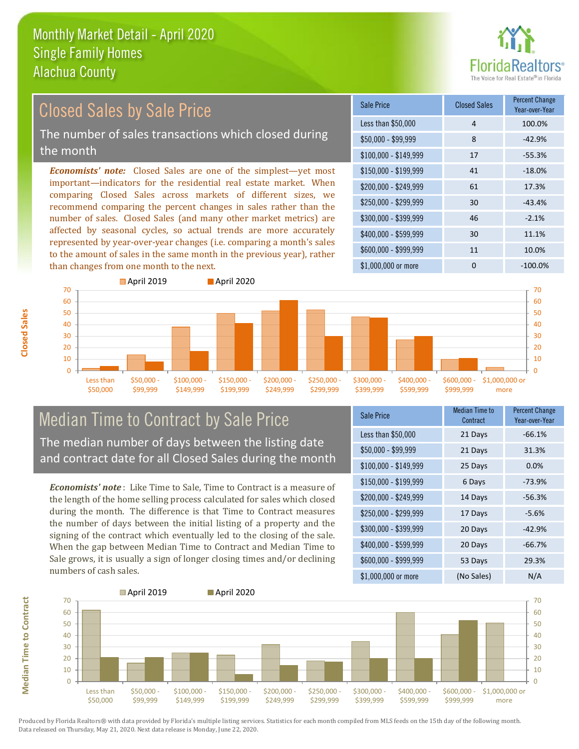# Monthly Market Detail - April 2020
## Single Family Homes
## Alachua County

## Closed Sales by Sale Price

The number of sales transactions which closed during the month

***Economists' note:*** Closed Sales are one of the simplest—yet most important—indicators for the residential real estate market. When comparing Closed Sales across markets of different sizes, we recommend comparing the percent changes in sales rather than the number of sales. Closed Sales (and many other market metrics) are affected by seasonal cycles, so actual trends are more accurately represented by year-over-year changes (i.e. comparing a month's sales to the amount of sales in the same month in the previous year), rather than changes from one month to the next.

| Sale Price | Closed Sales | Percent Change Year-over-Year |
|---|---|---|
| Less than $50,000 | 4 | 100.0% |
| $50,000 - $99,999 | 8 | -42.9% |
| $100,000 - $149,999 | 17 | -55.3% |
| $150,000 - $199,999 | 41 | -18.0% |
| $200,000 - $249,999 | 61 | 17.3% |
| $250,000 - $299,999 | 30 | -43.4% |
| $300,000 - $399,999 | 46 | -2.1% |
| $400,000 - $599,999 | 30 | 11.1% |
| $600,000 - $999,999 | 11 | 10.0% |
| $1,000,000 or more | 0 | -100.0% |

## Median Time to Contract by Sale Price

The median number of days between the listing date and contract date for all Closed Sales during the month

***Economists' note***: Like Time to Sale, Time to Contract is a measure of the length of the home selling process calculated for sales which closed during the month. The difference is that Time to Contract measures the number of days between the initial listing of a property and the signing of the contract which eventually led to the closing of the sale. When the gap between Median Time to Contract and Median Time to Sale grows, it is usually a sign of longer closing times and/or declining numbers of cash sales.

| Sale Price | Median Time to Contract | Percent Change Year-over-Year |
|---|---|---|
| Less than $50,000 | 21 Days | -66.1% |
| $50,000 - $99,999 | 21 Days | 31.3% |
| $100,000 - $149,999 | 25 Days | 0.0% |
| $150,000 - $199,999 | 6 Days | -73.9% |
| $200,000 - $249,999 | 14 Days | -56.3% |
| $250,000 - $299,999 | 17 Days | -5.6% |
| $300,000 - $399,999 | 20 Days | -42.9% |
| $400,000 - $599,999 | 20 Days | -66.7% |
| $600,000 - $999,999 | 53 Days | 29.3% |
| $1,000,000 or more | (No Sales) | N/A |

Produced by Florida Realtors® with data provided by Florida's multiple listing services. Statistics for each month compiled from MLS feeds on the 15th day of the following month. Data released on Thursday, May 21, 2020. Next data release is Monday, June 22, 2020.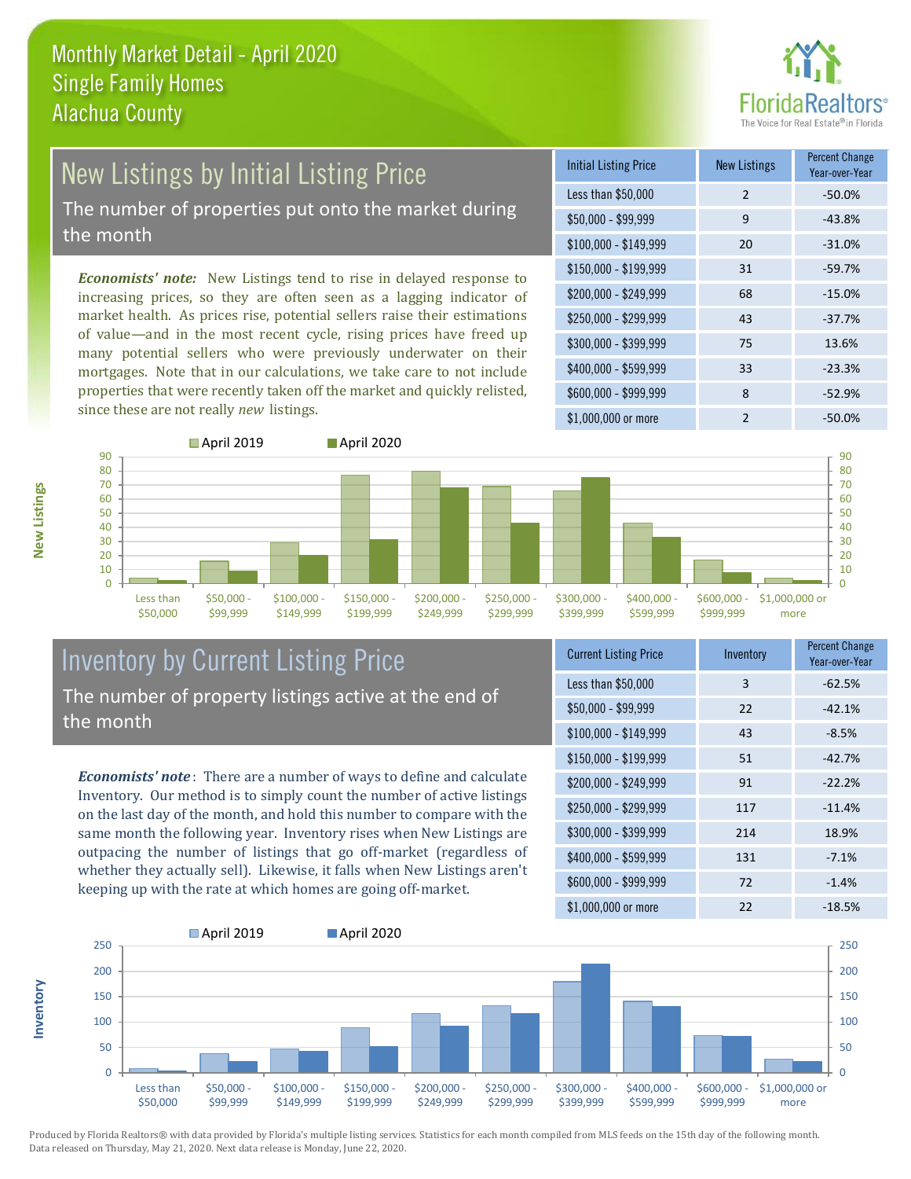# Monthly Market Detail - April 2020
## Single Family Homes
## Alachua County

## New Listings by Initial Listing Price

The number of properties put onto the market during the month

*Economists' note:* New Listings tend to rise in delayed response to increasing prices, so they are often seen as a lagging indicator of market health. As prices rise, potential sellers raise their estimations of value—and in the most recent cycle, rising prices have freed up many potential sellers who were previously underwater on their mortgages. Note that in our calculations, we take care to not include properties that were recently taken off the market and quickly relisted, since these are not really *new* listings.

| Initial Listing Price | New Listings | Percent Change Year-over-Year |
|---|---|---|
| Less than $50,000 | 2 | -50.0% |
| $50,000 - $99,999 | 9 | -43.8% |
| $100,000 - $149,999 | 20 | -31.0% |
| $150,000 - $199,999 | 31 | -59.7% |
| $200,000 - $249,999 | 68 | -15.0% |
| $250,000 - $299,999 | 43 | -37.7% |
| $300,000 - $399,999 | 75 | 13.6% |
| $400,000 - $599,999 | 33 | -23.3% |
| $600,000 - $999,999 | 8 | -52.9% |
| $1,000,000 or more | 2 | -50.0% |

## Inventory by Current Listing Price

The number of property listings active at the end of the month

*Economists' note*: There are a number of ways to define and calculate Inventory. Our method is to simply count the number of active listings on the last day of the month, and hold this number to compare with the same month the following year. Inventory rises when New Listings are outpacing the number of listings that go off-market (regardless of whether they actually sell). Likewise, it falls when New Listings aren't keeping up with the rate at which homes are going off-market.

| Current Listing Price | Inventory | Percent Change Year-over-Year |
|---|---|---|
| Less than $50,000 | 3 | -62.5% |
| $50,000 - $99,999 | 22 | -42.1% |
| $100,000 - $149,999 | 43 | -8.5% |
| $150,000 - $199,999 | 51 | -42.7% |
| $200,000 - $249,999 | 91 | -22.2% |
| $250,000 - $299,999 | 117 | -11.4% |
| $300,000 - $399,999 | 214 | 18.9% |
| $400,000 - $599,999 | 131 | -7.1% |
| $600,000 - $999,999 | 72 | -1.4% |
| $1,000,000 or more | 22 | -18.5% |

Produced by Florida Realtors® with data provided by Florida's multiple listing services. Statistics for each month compiled from MLS feeds on the 15th day of the following month. Data released on Thursday, May 21, 2020. Next data release is Monday, June 22, 2020.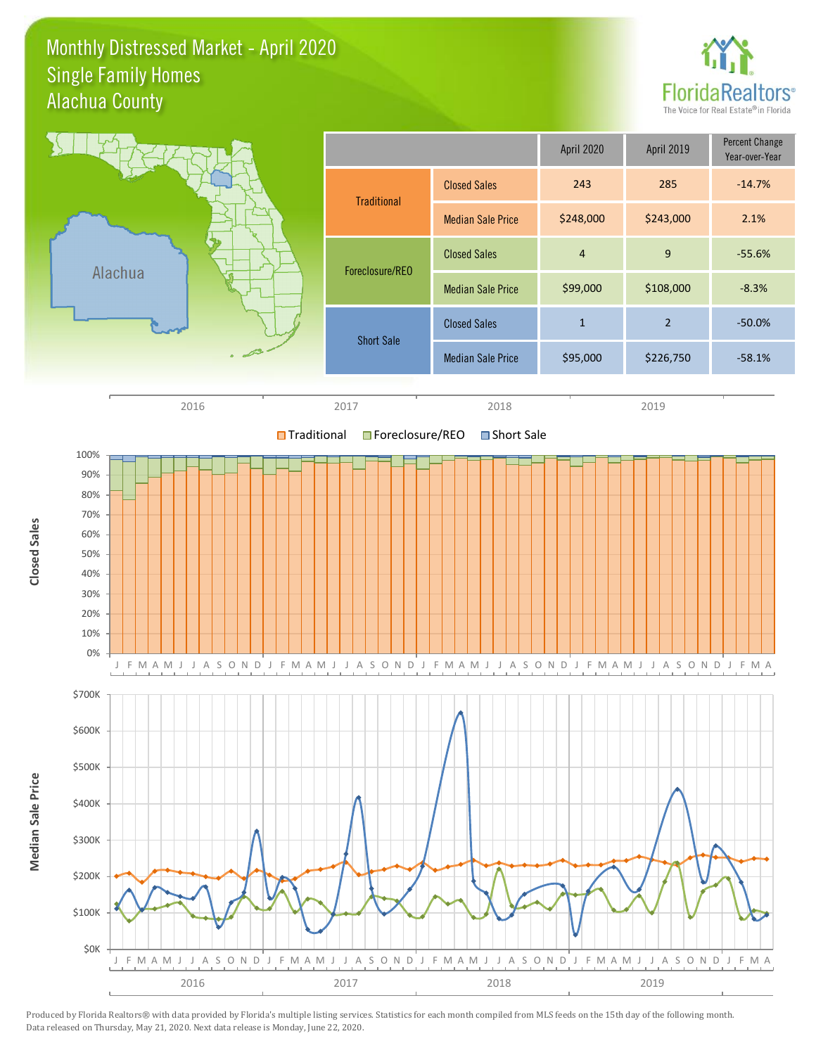# Monthly Distressed Market - April 2020
## Single Family Homes
## Alachua County

| | | April 2020 | April 2019 | Percent Change Year-over-Year |
|---|---|---|---|---|
| Traditional | Closed Sales | 243 | 285 | -14.7% |
| | Median Sale Price | $248,000 | $243,000 | 2.1% |
| Foreclosure/REO | Closed Sales | 4 | 9 | -55.6% |
| | Median Sale Price | $99,000 | $108,000 | -8.3% |
| Short Sale | Closed Sales | 1 | 2 | -50.0% |
| | Median Sale Price | $95,000 | $226,750 | -58.1% |

Produced by Florida Realtors® with data provided by Florida's multiple listing services. Statistics for each month compiled from MLS feeds on the 15th day of the following month. Data released on Thursday, May 21, 2020. Next data release is Monday, June 22, 2020.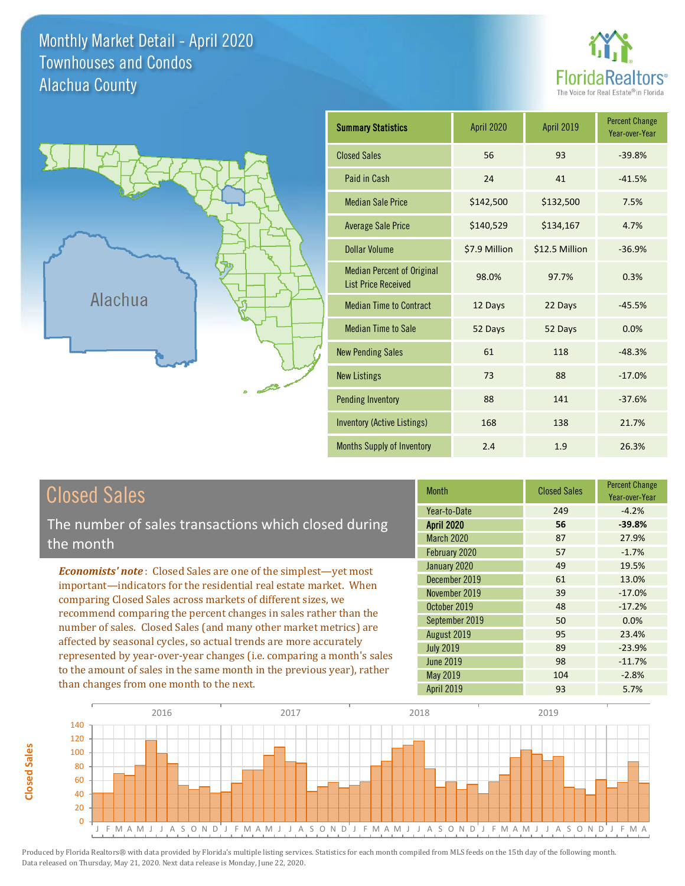# Monthly Market Detail - April 2020
## Townhouses and Condos
## Alachua County

Alachua

| Summary Statistics | April 2020 | April 2019 | Percent Change Year-over-Year |
|---|---|---|---|
| Closed Sales | 56 | 93 | -39.8% |
| Paid in Cash | 24 | 41 | -41.5% |
| Median Sale Price | $142,500 | $132,500 | 7.5% |
| Average Sale Price | $140,529 | $134,167 | 4.7% |
| Dollar Volume | $7.9 Million | $12.5 Million | -36.9% |
| Median Percent of Original List Price Received | 98.0% | 97.7% | 0.3% |
| Median Time to Contract | 12 Days | 22 Days | -45.5% |
| Median Time to Sale | 52 Days | 52 Days | 0.0% |
| New Pending Sales | 61 | 118 | -48.3% |
| New Listings | 73 | 88 | -17.0% |
| Pending Inventory | 88 | 141 | -37.6% |
| Inventory (Active Listings) | 168 | 138 | 21.7% |
| Months Supply of Inventory | 2.4 | 1.9 | 26.3% |

## Closed Sales

The number of sales transactions which closed during the month

***Economists' note***: Closed Sales are one of the simplest—yet most important—indicators for the residential real estate market. When comparing Closed Sales across markets of different sizes, we recommend comparing the percent changes in sales rather than the number of sales. Closed Sales (and many other market metrics) are affected by seasonal cycles, so actual trends are more accurately represented by year-over-year changes (i.e. comparing a month's sales to the amount of sales in the same month in the previous year), rather than changes from one month to the next.

| Month | Closed Sales | Percent Change Year-over-Year |
|---|---|---|
| Year-to-Date | 249 | -4.2% |
| **April 2020** | **56** | **-39.8%** |
| March 2020 | 87 | 27.9% |
| February 2020 | 57 | -1.7% |
| January 2020 | 49 | 19.5% |
| December 2019 | 61 | 13.0% |
| November 2019 | 39 | -17.0% |
| October 2019 | 48 | -17.2% |
| September 2019 | 50 | 0.0% |
| August 2019 | 95 | 23.4% |
| July 2019 | 89 | -23.9% |
| June 2019 | 98 | -11.7% |
| May 2019 | 104 | -2.8% |
| April 2019 | 93 | 5.7% |

Produced by Florida Realtors® with data provided by Florida's multiple listing services. Statistics for each month compiled from MLS feeds on the 15th day of the following month. Data released on Thursday, May 21, 2020. Next data release is Monday, June 22, 2020.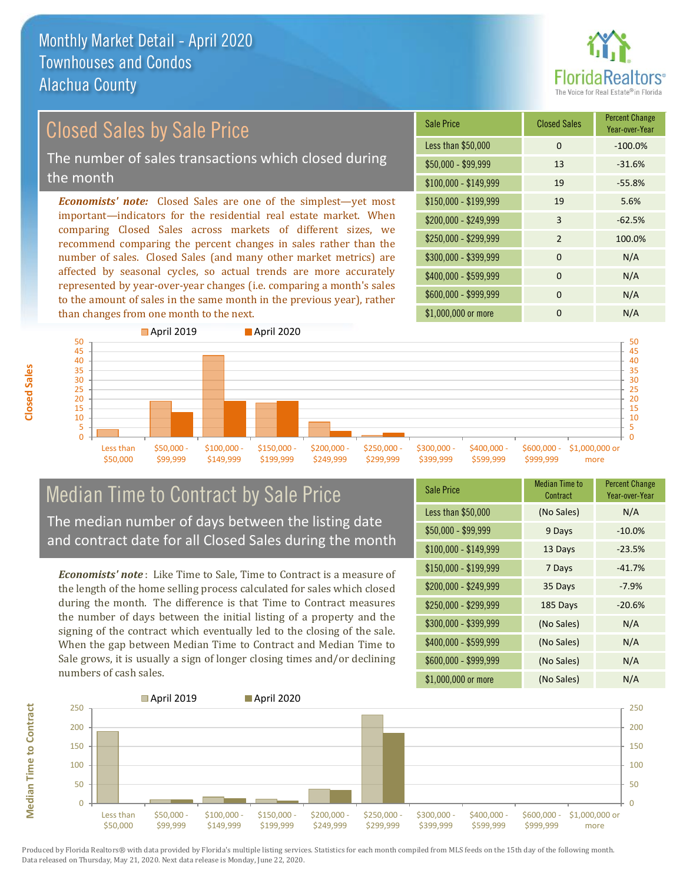# Monthly Market Detail - April 2020
## Townhouses and Condos
## Alachua County

## Closed Sales by Sale Price

The number of sales transactions which closed during the month

*Economists' note:* Closed Sales are one of the simplest—yet most important—indicators for the residential real estate market. When comparing Closed Sales across markets of different sizes, we recommend comparing the percent changes in sales rather than the number of sales. Closed Sales (and many other market metrics) are affected by seasonal cycles, so actual trends are more accurately represented by year-over-year changes (i.e. comparing a month's sales to the amount of sales in the same month in the previous year), rather than changes from one month to the next.

| Sale Price | Closed Sales | Percent Change Year-over-Year |
|---|---|---|
| Less than $50,000 | 0 | -100.0% |
| $50,000 - $99,999 | 13 | -31.6% |
| $100,000 - $149,999 | 19 | -55.8% |
| $150,000 - $199,999 | 19 | 5.6% |
| $200,000 - $249,999 | 3 | -62.5% |
| $250,000 - $299,999 | 2 | 100.0% |
| $300,000 - $399,999 | 0 | N/A |
| $400,000 - $599,999 | 0 | N/A |
| $600,000 - $999,999 | 0 | N/A |
| $1,000,000 or more | 0 | N/A |

## Median Time to Contract by Sale Price

The median number of days between the listing date and contract date for all Closed Sales during the month

*Economists' note*: Like Time to Sale, Time to Contract is a measure of the length of the home selling process calculated for sales which closed during the month. The difference is that Time to Contract measures the number of days between the initial listing of a property and the signing of the contract which eventually led to the closing of the sale. When the gap between Median Time to Contract and Median Time to Sale grows, it is usually a sign of longer closing times and/or declining numbers of cash sales.

| Sale Price | Median Time to Contract | Percent Change Year-over-Year |
|---|---|---|
| Less than $50,000 | (No Sales) | N/A |
| $50,000 - $99,999 | 9 Days | -10.0% |
| $100,000 - $149,999 | 13 Days | -23.5% |
| $150,000 - $199,999 | 7 Days | -41.7% |
| $200,000 - $249,999 | 35 Days | -7.9% |
| $250,000 - $299,999 | 185 Days | -20.6% |
| $300,000 - $399,999 | (No Sales) | N/A |
| $400,000 - $599,999 | (No Sales) | N/A |
| $600,000 - $999,999 | (No Sales) | N/A |
| $1,000,000 or more | (No Sales) | N/A |

Produced by Florida Realtors® with data provided by Florida's multiple listing services. Statistics for each month compiled from MLS feeds on the 15th day of the following month. Data released on Thursday, May 21, 2020. Next data release is Monday, June 22, 2020.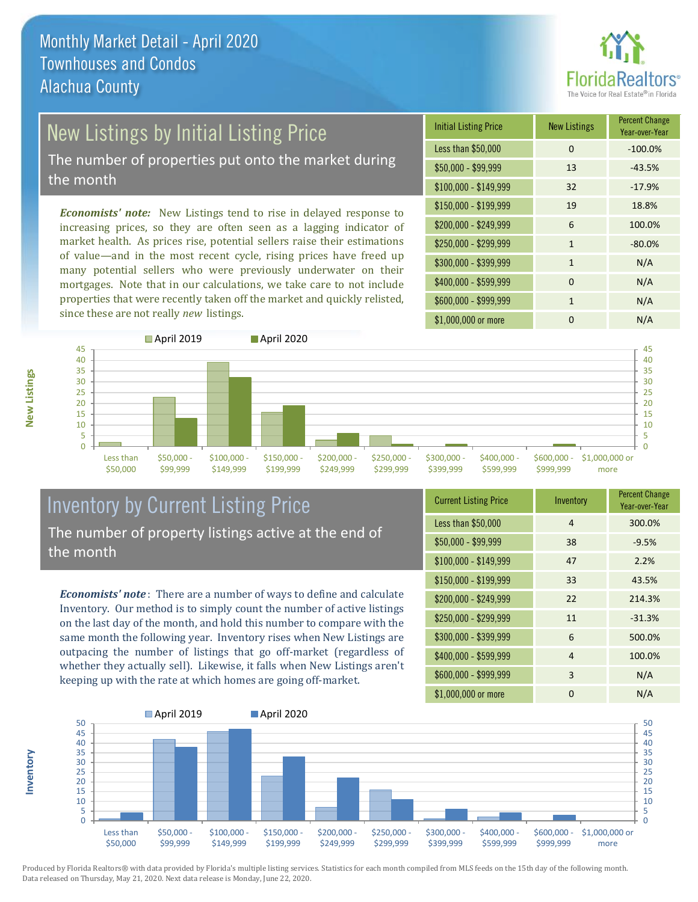# Monthly Market Detail - April 2020
## Townhouses and Condos
## Alachua County

## New Listings by Initial Listing Price

The number of properties put onto the market during the month

*Economists' note:* New Listings tend to rise in delayed response to increasing prices, so they are often seen as a lagging indicator of market health. As prices rise, potential sellers raise their estimations of value—and in the most recent cycle, rising prices have freed up many potential sellers who were previously underwater on their mortgages. Note that in our calculations, we take care to not include properties that were recently taken off the market and quickly relisted, since these are not really *new* listings.

| Initial Listing Price | New Listings | Percent Change Year-over-Year |
|---|---|---|
| Less than $50,000 | 0 | -100.0% |
| $50,000 - $99,999 | 13 | -43.5% |
| $100,000 - $149,999 | 32 | -17.9% |
| $150,000 - $199,999 | 19 | 18.8% |
| $200,000 - $249,999 | 6 | 100.0% |
| $250,000 - $299,999 | 1 | -80.0% |
| $300,000 - $399,999 | 1 | N/A |
| $400,000 - $599,999 | 0 | N/A |
| $600,000 - $999,999 | 1 | N/A |
| $1,000,000 or more | 0 | N/A |

## Inventory by Current Listing Price

The number of property listings active at the end of the month

*Economists' note*: There are a number of ways to define and calculate Inventory. Our method is to simply count the number of active listings on the last day of the month, and hold this number to compare with the same month the following year. Inventory rises when New Listings are outpacing the number of listings that go off-market (regardless of whether they actually sell). Likewise, it falls when New Listings aren't keeping up with the rate at which homes are going off-market.

| Current Listing Price | Inventory | Percent Change Year-over-Year |
|---|---|---|
| Less than $50,000 | 4 | 300.0% |
| $50,000 - $99,999 | 38 | -9.5% |
| $100,000 - $149,999 | 47 | 2.2% |
| $150,000 - $199,999 | 33 | 43.5% |
| $200,000 - $249,999 | 22 | 214.3% |
| $250,000 - $299,999 | 11 | -31.3% |
| $300,000 - $399,999 | 6 | 500.0% |
| $400,000 - $599,999 | 4 | 100.0% |
| $600,000 - $999,999 | 3 | N/A |
| $1,000,000 or more | 0 | N/A |

Produced by Florida Realtors® with data provided by Florida's multiple listing services. Statistics for each month compiled from MLS feeds on the 15th day of the following month. Data released on Thursday, May 21, 2020. Next data release is Monday, June 22, 2020.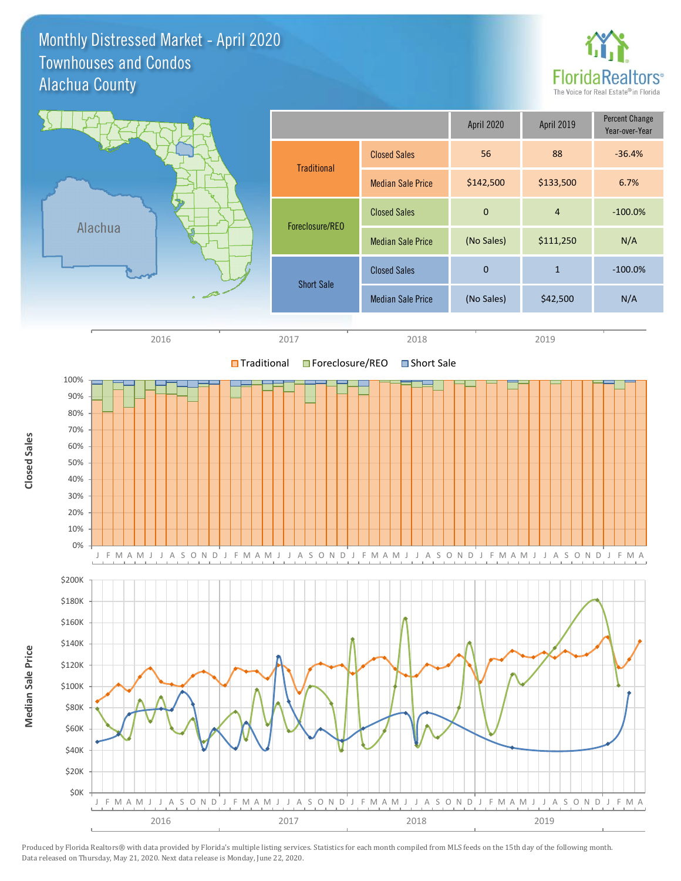# Monthly Distressed Market - April 2020
## Townhouses and Condos
## Alachua County

FloridaRealtors® The Voice for Real Estate® in Florida

| | | April 2020 | April 2019 | Percent Change Year-over-Year |
|---|---|---|---|---|
| Traditional | Closed Sales | 56 | 88 | -36.4% |
| | Median Sale Price | $142,500 | $133,500 | 6.7% |
| Foreclosure/REO | Closed Sales | 0 | 4 | -100.0% |
| | Median Sale Price | (No Sales) | $111,250 | N/A |
| Short Sale | Closed Sales | 0 | 1 | -100.0% |
| | Median Sale Price | (No Sales) | $42,500 | N/A |

Closed Sales: Traditional, Foreclosure/REO, Short Sale (2016–2019)

Median Sale Price: Traditional, Foreclosure/REO, Short Sale (2016–2019)

Produced by Florida Realtors® with data provided by Florida's multiple listing services. Statistics for each month compiled from MLS feeds on the 15th day of the following month. Data released on Thursday, May 21, 2020. Next data release is Monday, June 22, 2020.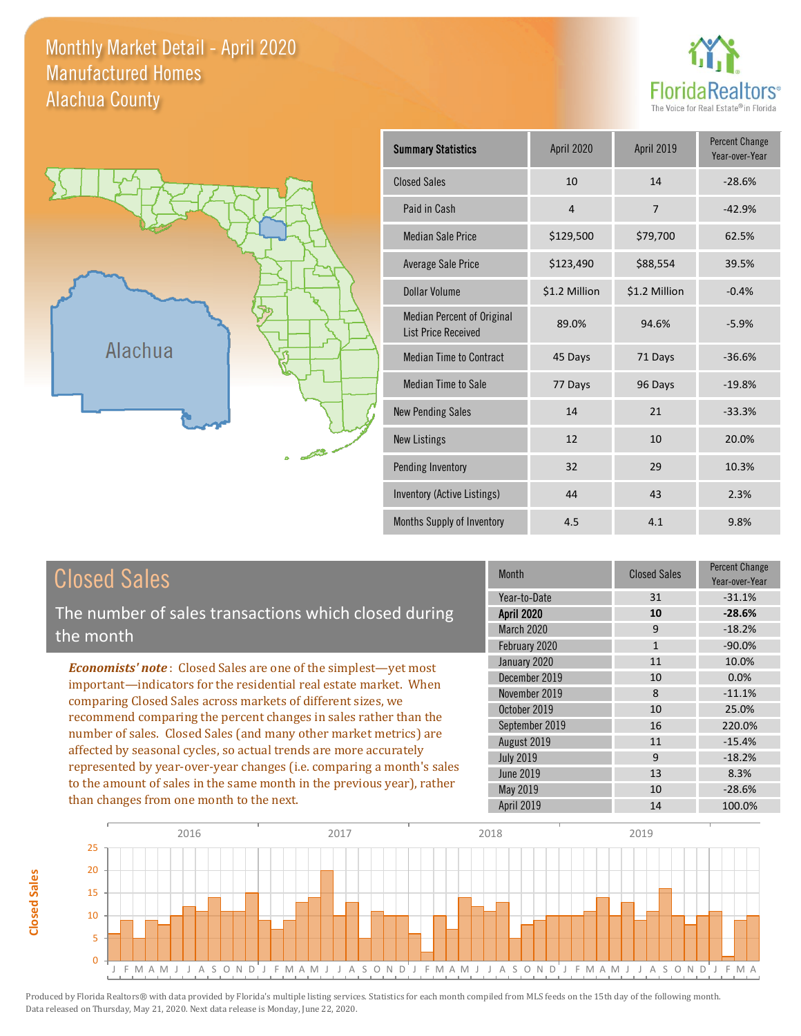# Monthly Market Detail - April 2020
## Manufactured Homes
## Alachua County

FloridaRealtors® The Voice for Real Estate® in Florida

Alachua

| Summary Statistics | April 2020 | April 2019 | Percent Change Year-over-Year |
|---|---|---|---|
| Closed Sales | 10 | 14 | -28.6% |
| Paid in Cash | 4 | 7 | -42.9% |
| Median Sale Price | $129,500 | $79,700 | 62.5% |
| Average Sale Price | $123,490 | $88,554 | 39.5% |
| Dollar Volume | $1.2 Million | $1.2 Million | -0.4% |
| Median Percent of Original List Price Received | 89.0% | 94.6% | -5.9% |
| Median Time to Contract | 45 Days | 71 Days | -36.6% |
| Median Time to Sale | 77 Days | 96 Days | -19.8% |
| New Pending Sales | 14 | 21 | -33.3% |
| New Listings | 12 | 10 | 20.0% |
| Pending Inventory | 32 | 29 | 10.3% |
| Inventory (Active Listings) | 44 | 43 | 2.3% |
| Months Supply of Inventory | 4.5 | 4.1 | 9.8% |

## Closed Sales

The number of sales transactions which closed during the month

*Economists' note*: Closed Sales are one of the simplest—yet most important—indicators for the residential real estate market. When comparing Closed Sales across markets of different sizes, we recommend comparing the percent changes in sales rather than the number of sales. Closed Sales (and many other market metrics) are affected by seasonal cycles, so actual trends are more accurately represented by year-over-year changes (i.e. comparing a month's sales to the amount of sales in the same month in the previous year), rather than changes from one month to the next.

| Month | Closed Sales | Percent Change Year-over-Year |
|---|---|---|
| Year-to-Date | 31 | -31.1% |
| **April 2020** | **10** | **-28.6%** |
| March 2020 | 9 | -18.2% |
| February 2020 | 1 | -90.0% |
| January 2020 | 11 | 10.0% |
| December 2019 | 10 | 0.0% |
| November 2019 | 8 | -11.1% |
| October 2019 | 10 | 25.0% |
| September 2019 | 16 | 220.0% |
| August 2019 | 11 | -15.4% |
| July 2019 | 9 | -18.2% |
| June 2019 | 13 | 8.3% |
| May 2019 | 10 | -28.6% |
| April 2019 | 14 | 100.0% |

Produced by Florida Realtors® with data provided by Florida's multiple listing services. Statistics for each month compiled from MLS feeds on the 15th day of the following month. Data released on Thursday, May 21, 2020. Next data release is Monday, June 22, 2020.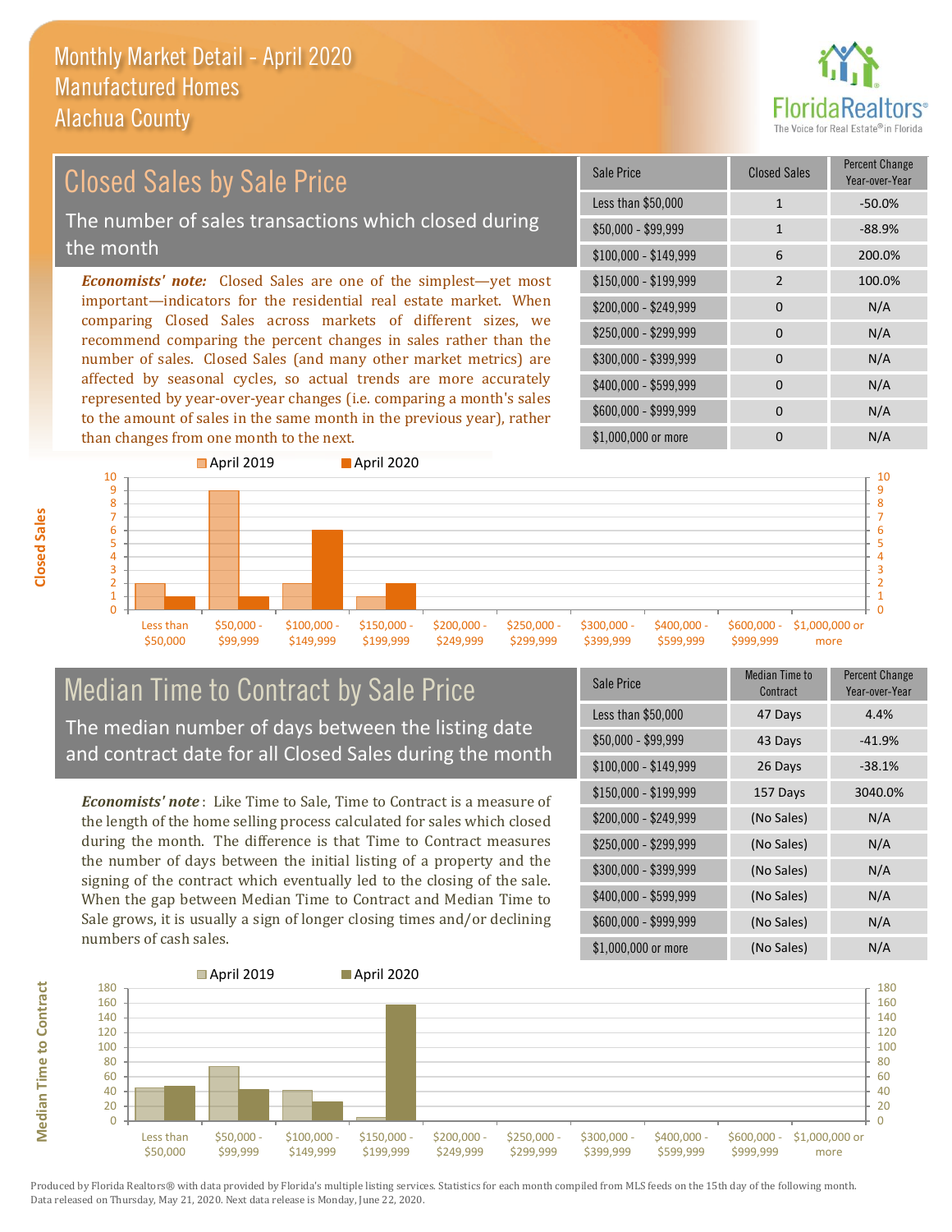# Monthly Market Detail - April 2020
## Manufactured Homes
## Alachua County

## Closed Sales by Sale Price

The number of sales transactions which closed during the month

***Economists' note:*** Closed Sales are one of the simplest—yet most important—indicators for the residential real estate market. When comparing Closed Sales across markets of different sizes, we recommend comparing the percent changes in sales rather than the number of sales. Closed Sales (and many other market metrics) are affected by seasonal cycles, so actual trends are more accurately represented by year-over-year changes (i.e. comparing a month's sales to the amount of sales in the same month in the previous year), rather than changes from one month to the next.

| Sale Price | Closed Sales | Percent Change Year-over-Year |
|---|---|---|
| Less than $50,000 | 1 | -50.0% |
| $50,000 - $99,999 | 1 | -88.9% |
| $100,000 - $149,999 | 6 | 200.0% |
| $150,000 - $199,999 | 2 | 100.0% |
| $200,000 - $249,999 | 0 | N/A |
| $250,000 - $299,999 | 0 | N/A |
| $300,000 - $399,999 | 0 | N/A |
| $400,000 - $599,999 | 0 | N/A |
| $600,000 - $999,999 | 0 | N/A |
| $1,000,000 or more | 0 | N/A |

## Median Time to Contract by Sale Price

The median number of days between the listing date and contract date for all Closed Sales during the month

***Economists' note*** : Like Time to Sale, Time to Contract is a measure of the length of the home selling process calculated for sales which closed during the month. The difference is that Time to Contract measures the number of days between the initial listing of a property and the signing of the contract which eventually led to the closing of the sale. When the gap between Median Time to Contract and Median Time to Sale grows, it is usually a sign of longer closing times and/or declining numbers of cash sales.

| Sale Price | Median Time to Contract | Percent Change Year-over-Year |
|---|---|---|
| Less than $50,000 | 47 Days | 4.4% |
| $50,000 - $99,999 | 43 Days | -41.9% |
| $100,000 - $149,999 | 26 Days | -38.1% |
| $150,000 - $199,999 | 157 Days | 3040.0% |
| $200,000 - $249,999 | (No Sales) | N/A |
| $250,000 - $299,999 | (No Sales) | N/A |
| $300,000 - $399,999 | (No Sales) | N/A |
| $400,000 - $599,999 | (No Sales) | N/A |
| $600,000 - $999,999 | (No Sales) | N/A |
| $1,000,000 or more | (No Sales) | N/A |

Produced by Florida Realtors® with data provided by Florida's multiple listing services. Statistics for each month compiled from MLS feeds on the 15th day of the following month. Data released on Thursday, May 21, 2020. Next data release is Monday, June 22, 2020.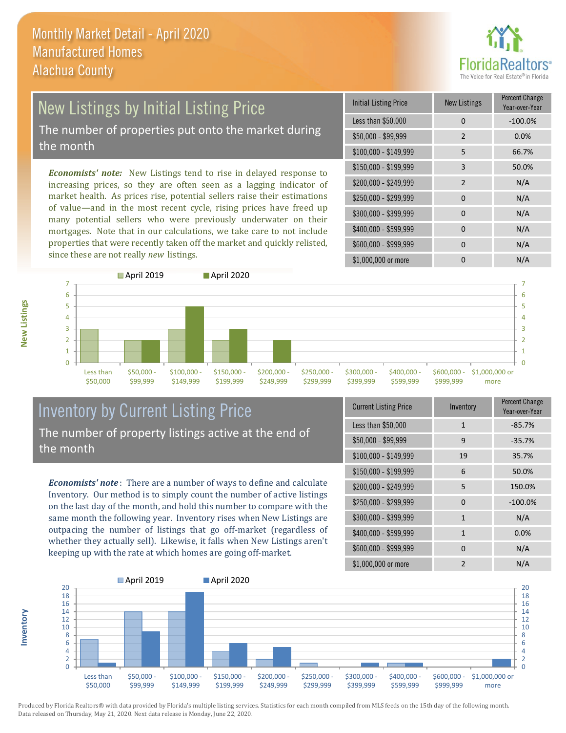# Monthly Market Detail - April 2020
# Manufactured Homes
# Alachua County

## New Listings by Initial Listing Price

The number of properties put onto the market during the month

*Economists' note:* New Listings tend to rise in delayed response to increasing prices, so they are often seen as a lagging indicator of market health. As prices rise, potential sellers raise their estimations of value—and in the most recent cycle, rising prices have freed up many potential sellers who were previously underwater on their mortgages. Note that in our calculations, we take care to not include properties that were recently taken off the market and quickly relisted, since these are not really *new* listings.

| Initial Listing Price | New Listings | Percent Change Year-over-Year |
|---|---|---|
| Less than $50,000 | 0 | -100.0% |
| $50,000 - $99,999 | 2 | 0.0% |
| $100,000 - $149,999 | 5 | 66.7% |
| $150,000 - $199,999 | 3 | 50.0% |
| $200,000 - $249,999 | 2 | N/A |
| $250,000 - $299,999 | 0 | N/A |
| $300,000 - $399,999 | 0 | N/A |
| $400,000 - $599,999 | 0 | N/A |
| $600,000 - $999,999 | 0 | N/A |
| $1,000,000 or more | 0 | N/A |

## Inventory by Current Listing Price

The number of property listings active at the end of the month

*Economists' note*: There are a number of ways to define and calculate Inventory. Our method is to simply count the number of active listings on the last day of the month, and hold this number to compare with the same month the following year. Inventory rises when New Listings are outpacing the number of listings that go off-market (regardless of whether they actually sell). Likewise, it falls when New Listings aren't keeping up with the rate at which homes are going off-market.

| Current Listing Price | Inventory | Percent Change Year-over-Year |
|---|---|---|
| Less than $50,000 | 1 | -85.7% |
| $50,000 - $99,999 | 9 | -35.7% |
| $100,000 - $149,999 | 19 | 35.7% |
| $150,000 - $199,999 | 6 | 50.0% |
| $200,000 - $249,999 | 5 | 150.0% |
| $250,000 - $299,999 | 0 | -100.0% |
| $300,000 - $399,999 | 1 | N/A |
| $400,000 - $599,999 | 1 | 0.0% |
| $600,000 - $999,999 | 0 | N/A |
| $1,000,000 or more | 2 | N/A |

Produced by Florida Realtors® with data provided by Florida's multiple listing services. Statistics for each month compiled from MLS feeds on the 15th day of the following month. Data released on Thursday, May 21, 2020. Next data release is Monday, June 22, 2020.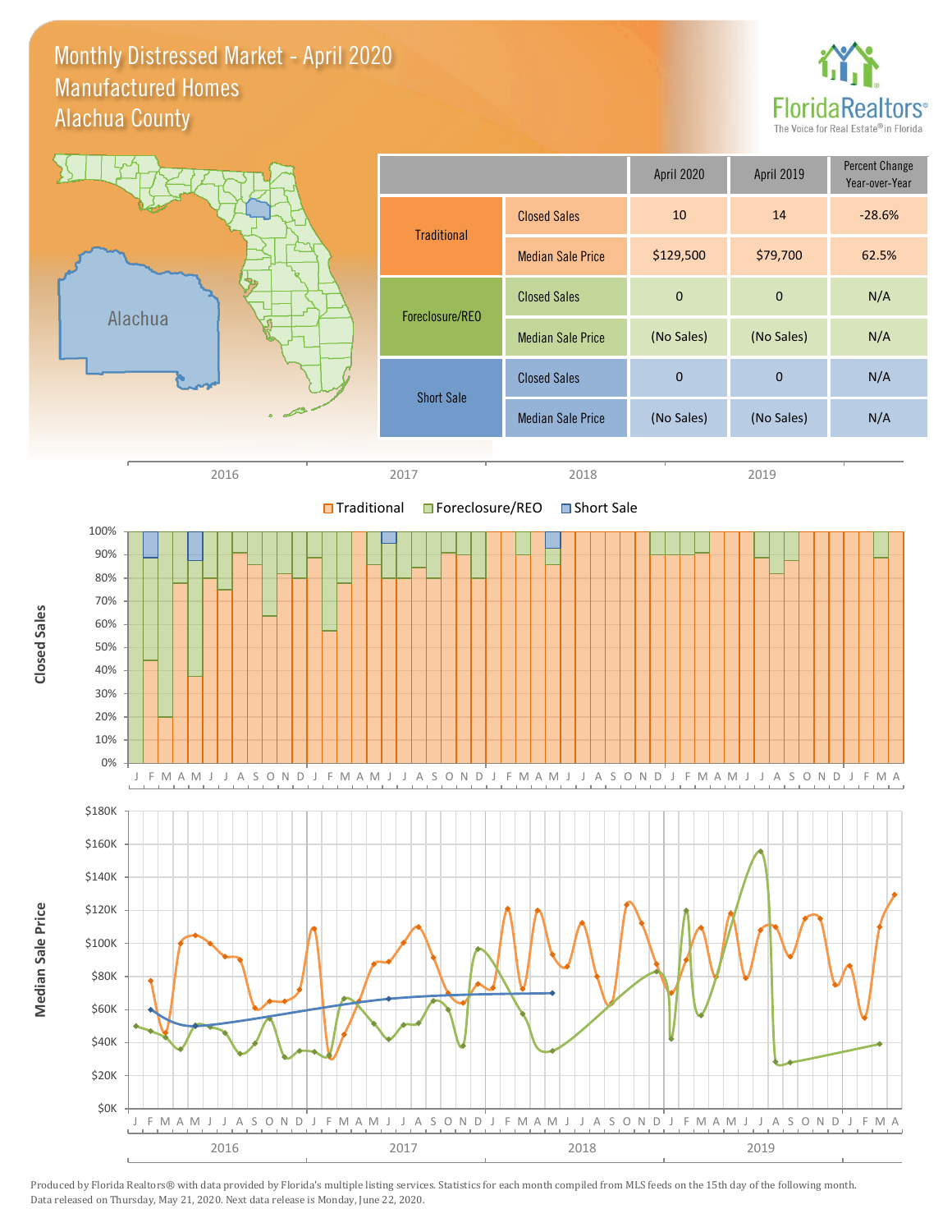# Monthly Distressed Market - April 2020
## Manufactured Homes
## Alachua County

FloridaRealtors®
The Voice for Real Estate® in Florida

Alachua

| | | April 2020 | April 2019 | Percent Change Year-over-Year |
|---|---|---|---|---|
| Traditional | Closed Sales | 10 | 14 | -28.6% |
| | Median Sale Price | $129,500 | $79,700 | 62.5% |
| Foreclosure/REO | Closed Sales | 0 | 0 | N/A |
| | Median Sale Price | (No Sales) | (No Sales) | N/A |
| Short Sale | Closed Sales | 0 | 0 | N/A |
| | Median Sale Price | (No Sales) | (No Sales) | N/A |

2016 2017 2018 2019

Traditional Foreclosure/REO Short Sale

Closed Sales

100% 90% 80% 70% 60% 50% 40% 30% 20% 10% 0%

J F M A M J J A S O N D J F M A M J J A S O N D J F M A M J J A S O N D J F M A M J J A S O N D J F M A

Median Sale Price

$180K $160K $140K $120K $100K $80K $60K $40K $20K $0K

J F M A M J J A S O N D J F M A M J J A S O N D J F M A M J J A S O N D J F M A M J J A S O N D J F M A

2016 2017 2018 2019

Produced by Florida Realtors® with data provided by Florida's multiple listing services. Statistics for each month compiled from MLS feeds on the 15th day of the following month. Data released on Thursday, May 21, 2020. Next data release is Monday, June 22, 2020.